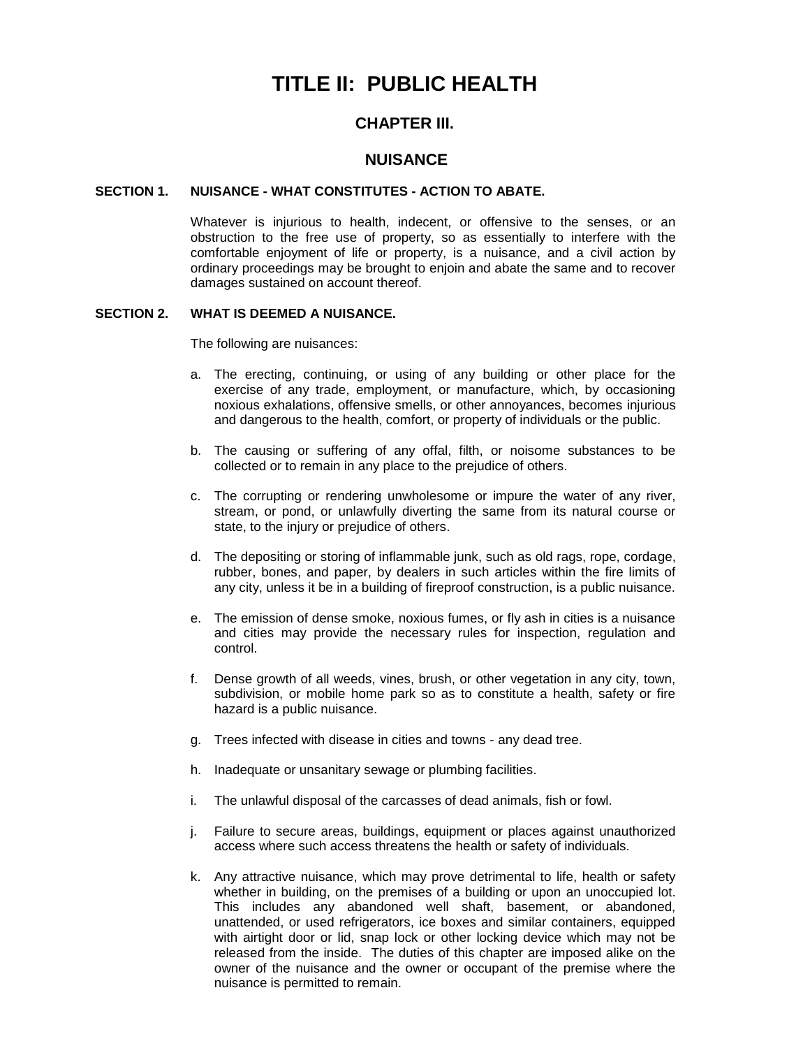# TITLE II: PUBLIC HEALTH

## CHAPTER III.

## NUISANCE

### SECTION 1. NUISANCE - WHAT CONSTITUTES - ACTION TO ABATE.

Whatever is injurious to health, indecent, or offensive to the senses, or an obstruction to the free use of property, so as essentially to interfere with the comfortable enjoyment of life or property, is a nuisance, and a civil action by ordinary proceedings may be brought to enjoin and abate the same and to recover damages sustained on account thereof.

### SECTION 2. WHAT IS DEEMED A NUISANCE.

The following are nuisances:

a. The erecting, continuing, or using of any building or other place for the exercise of any trade, employment, or manufacture, which, by occasioning noxious exhalations, offensive smells, or other annoyances, becomes injurious and dangerous to the health, comfort, or property of individuals or the public.

b. The causing or suffering of any offal, filth, or noisome substances to be collected or to remain in any place to the prejudice of others.

c. The corrupting or rendering unwholesome or impure the water of any river, stream, or pond, or unlawfully diverting the same from its natural course or state, to the injury or prejudice of others.

d. The depositing or storing of inflammable junk, such as old rags, rope, cordage, rubber, bones, and paper, by dealers in such articles within the fire limits of any city, unless it be in a building of fireproof construction, is a public nuisance.

e. The emission of dense smoke, noxious fumes, or fly ash in cities is a nuisance and cities may provide the necessary rules for inspection, regulation and control.

f. Dense growth of all weeds, vines, brush, or other vegetation in any city, town, subdivision, or mobile home park so as to constitute a health, safety or fire hazard is a public nuisance.

g. Trees infected with disease in cities and towns - any dead tree.

h. Inadequate or unsanitary sewage or plumbing facilities.

i. The unlawful disposal of the carcasses of dead animals, fish or fowl.

j. Failure to secure areas, buildings, equipment or places against unauthorized access where such access threatens the health or safety of individuals.

k. Any attractive nuisance, which may prove detrimental to life, health or safety whether in building, on the premises of a building or upon an unoccupied lot. This includes any abandoned well shaft, basement, or abandoned, unattended, or used refrigerators, ice boxes and similar containers, equipped with airtight door or lid, snap lock or other locking device which may not be released from the inside. The duties of this chapter are imposed alike on the owner of the nuisance and the owner or occupant of the premise where the nuisance is permitted to remain.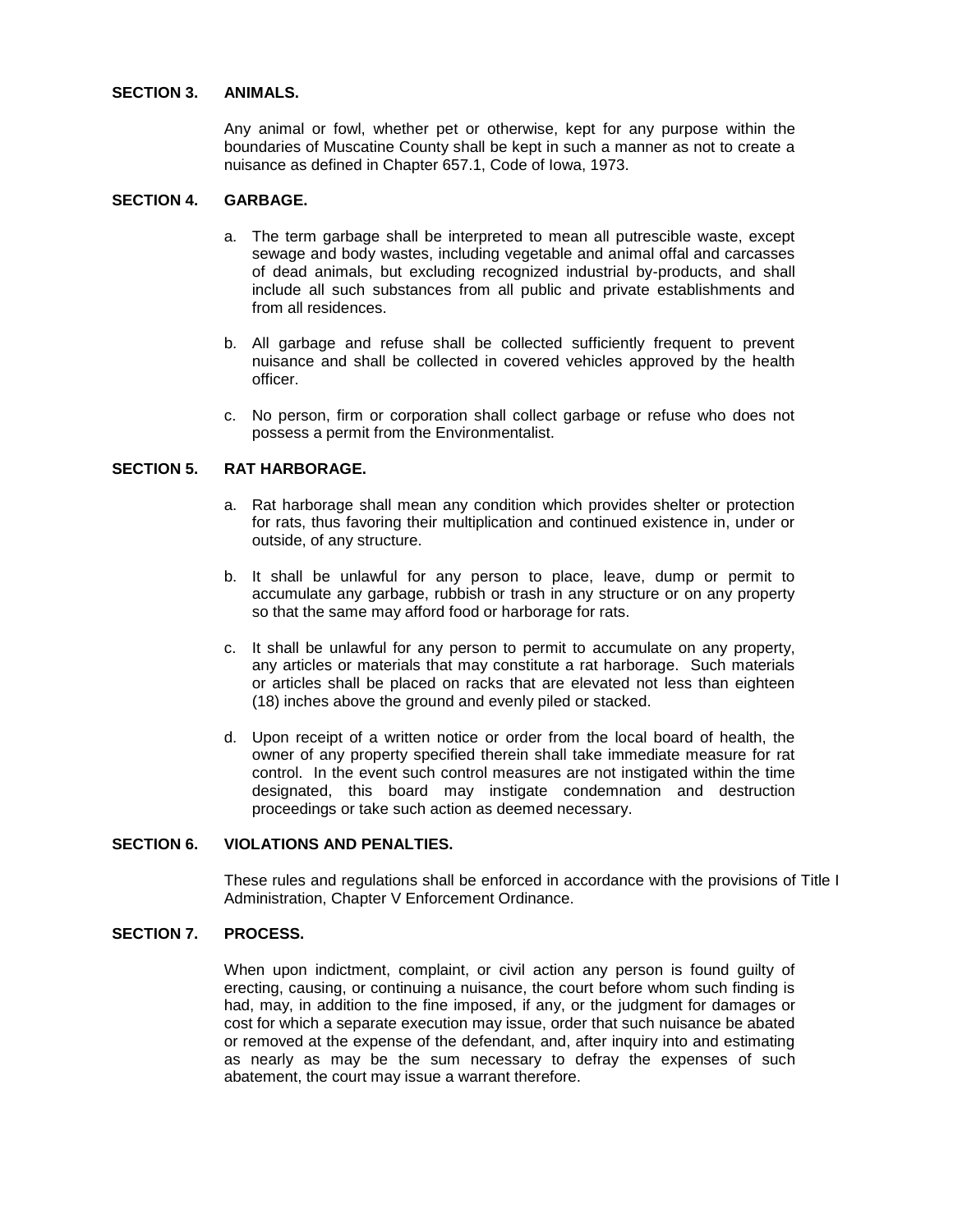## SECTION 3. ANIMALS.

Any animal or fowl, whether pet or otherwise, kept for any purpose within the boundaries of Muscatine County shall be kept in such a manner as not to create a nuisance as defined in Chapter 657.1, Code of Iowa, 1973.

## SECTION 4. GARBAGE.

a. The term garbage shall be interpreted to mean all putrescible waste, except sewage and body wastes, including vegetable and animal offal and carcasses of dead animals, but excluding recognized industrial by-products, and shall include all such substances from all public and private establishments and from all residences.

b. All garbage and refuse shall be collected sufficiently frequent to prevent nuisance and shall be collected in covered vehicles approved by the health officer.

c. No person, firm or corporation shall collect garbage or refuse who does not possess a permit from the Environmentalist.

## SECTION 5. RAT HARBORAGE.

a. Rat harborage shall mean any condition which provides shelter or protection for rats, thus favoring their multiplication and continued existence in, under or outside, of any structure.

b. It shall be unlawful for any person to place, leave, dump or permit to accumulate any garbage, rubbish or trash in any structure or on any property so that the same may afford food or harborage for rats.

c. It shall be unlawful for any person to permit to accumulate on any property, any articles or materials that may constitute a rat harborage. Such materials or articles shall be placed on racks that are elevated not less than eighteen (18) inches above the ground and evenly piled or stacked.

d. Upon receipt of a written notice or order from the local board of health, the owner of any property specified therein shall take immediate measure for rat control. In the event such control measures are not instigated within the time designated, this board may instigate condemnation and destruction proceedings or take such action as deemed necessary.

## SECTION 6. VIOLATIONS AND PENALTIES.

These rules and regulations shall be enforced in accordance with the provisions of Title I Administration, Chapter V Enforcement Ordinance.

## SECTION 7. PROCESS.

When upon indictment, complaint, or civil action any person is found guilty of erecting, causing, or continuing a nuisance, the court before whom such finding is had, may, in addition to the fine imposed, if any, or the judgment for damages or cost for which a separate execution may issue, order that such nuisance be abated or removed at the expense of the defendant, and, after inquiry into and estimating as nearly as may be the sum necessary to defray the expenses of such abatement, the court may issue a warrant therefore.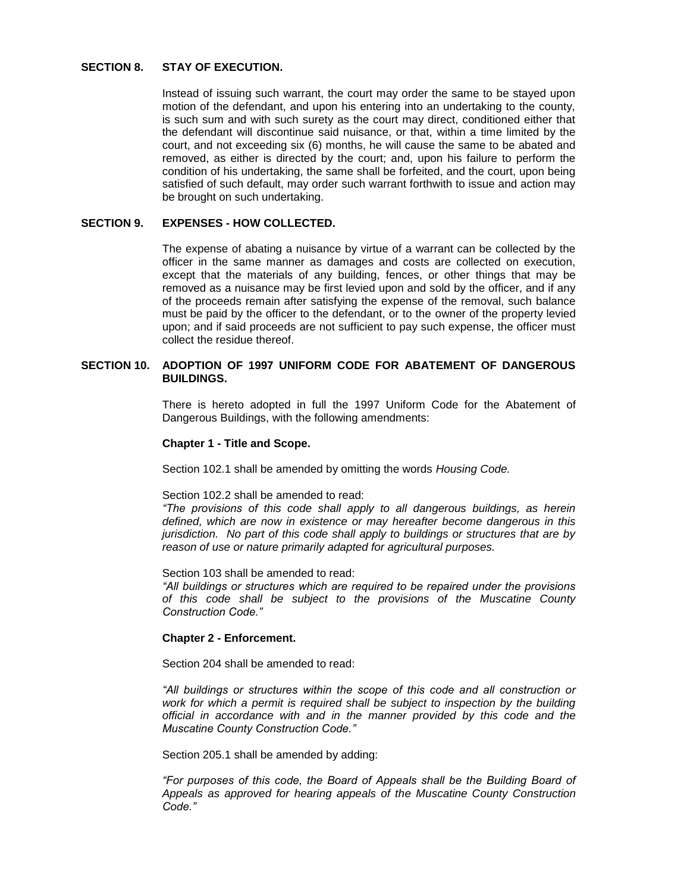## SECTION 8. STAY OF EXECUTION.

Instead of issuing such warrant, the court may order the same to be stayed upon motion of the defendant, and upon his entering into an undertaking to the county, is such sum and with such surety as the court may direct, conditioned either that the defendant will discontinue said nuisance, or that, within a time limited by the court, and not exceeding six (6) months, he will cause the same to be abated and removed, as either is directed by the court; and, upon his failure to perform the condition of his undertaking, the same shall be forfeited, and the court, upon being satisfied of such default, may order such warrant forthwith to issue and action may be brought on such undertaking.

## SECTION 9. EXPENSES - HOW COLLECTED.

The expense of abating a nuisance by virtue of a warrant can be collected by the officer in the same manner as damages and costs are collected on execution, except that the materials of any building, fences, or other things that may be removed as a nuisance may be first levied upon and sold by the officer, and if any of the proceeds remain after satisfying the expense of the removal, such balance must be paid by the officer to the defendant, or to the owner of the property levied upon; and if said proceeds are not sufficient to pay such expense, the officer must collect the residue thereof.

## SECTION 10. ADOPTION OF 1997 UNIFORM CODE FOR ABATEMENT OF DANGEROUS BUILDINGS.

There is hereto adopted in full the 1997 Uniform Code for the Abatement of Dangerous Buildings, with the following amendments:

**Chapter 1 - Title and Scope.**

Section 102.1 shall be amended by omitting the words *Housing Code.*

Section 102.2 shall be amended to read:
*"The provisions of this code shall apply to all dangerous buildings, as herein defined, which are now in existence or may hereafter become dangerous in this jurisdiction. No part of this code shall apply to buildings or structures that are by reason of use or nature primarily adapted for agricultural purposes.*

Section 103 shall be amended to read:
*"All buildings or structures which are required to be repaired under the provisions of this code shall be subject to the provisions of the Muscatine County Construction Code."*

**Chapter 2 - Enforcement.**

Section 204 shall be amended to read:

*"All buildings or structures within the scope of this code and all construction or work for which a permit is required shall be subject to inspection by the building official in accordance with and in the manner provided by this code and the Muscatine County Construction Code."*

Section 205.1 shall be amended by adding:

*"For purposes of this code, the Board of Appeals shall be the Building Board of Appeals as approved for hearing appeals of the Muscatine County Construction Code."*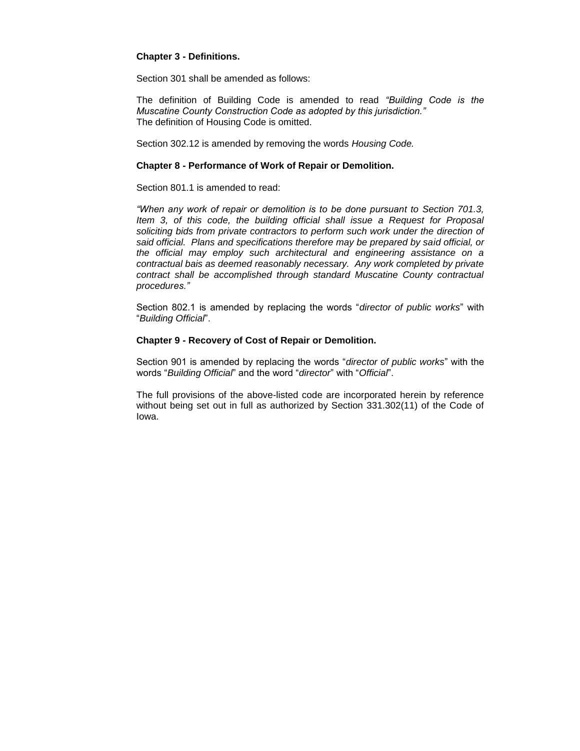**Chapter 3 - Definitions.**

Section 301 shall be amended as follows:

The definition of Building Code is amended to read *"Building Code is the Muscatine County Construction Code as adopted by this jurisdiction."*
The definition of Housing Code is omitted.

Section 302.12 is amended by removing the words *Housing Code.*

**Chapter 8 - Performance of Work of Repair or Demolition.**

Section 801.1 is amended to read:

*"When any work of repair or demolition is to be done pursuant to Section 701.3, Item 3, of this code, the building official shall issue a Request for Proposal soliciting bids from private contractors to perform such work under the direction of said official. Plans and specifications therefore may be prepared by said official, or the official may employ such architectural and engineering assistance on a contractual bais as deemed reasonably necessary. Any work completed by private contract shall be accomplished through standard Muscatine County contractual procedures."*

Section 802.1 is amended by replacing the words "*director of public works*" with "*Building Official*".

**Chapter 9 - Recovery of Cost of Repair or Demolition.**

Section 901 is amended by replacing the words "*director of public works*" with the words "*Building Official*" and the word "*director*" with "*Official*".

The full provisions of the above-listed code are incorporated herein by reference without being set out in full as authorized by Section 331.302(11) of the Code of Iowa.